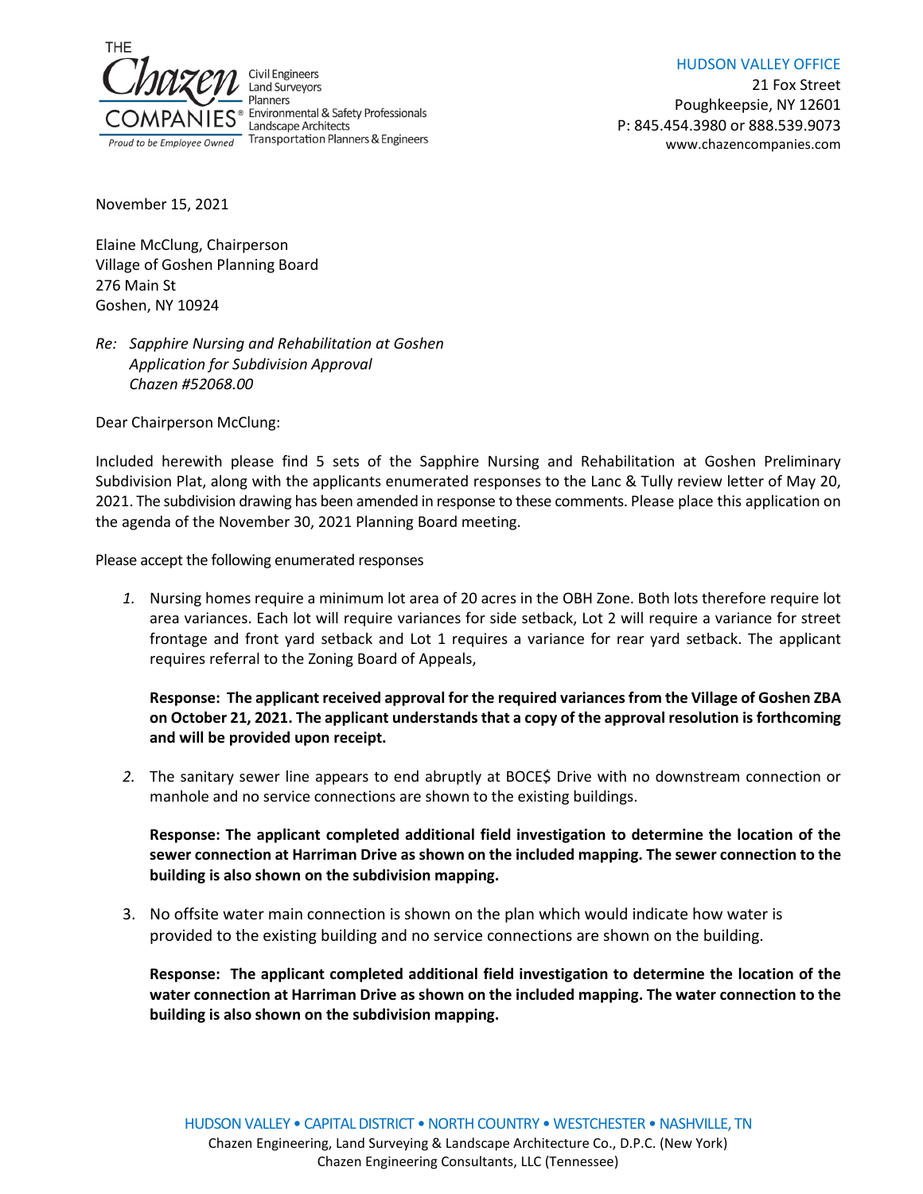THE Chazen COMPANIES® Civil Engineers Land Surveyors Planners Environmental & Safety Professionals Landscape Architects Transportation Planners & Engineers

Proud to be Employee Owned

HUDSON VALLEY OFFICE
21 Fox Street
Poughkeepsie, NY 12601
P: 845.454.3980 or 888.539.9073
www.chazencompanies.com

November 15, 2021

Elaine McClung, Chairperson
Village of Goshen Planning Board
276 Main St
Goshen, NY 10924

*Re: Sapphire Nursing and Rehabilitation at Goshen*
*Application for Subdivision Approval*
*Chazen #52068.00*

Dear Chairperson McClung:

Included herewith please find 5 sets of the Sapphire Nursing and Rehabilitation at Goshen Preliminary Subdivision Plat, along with the applicants enumerated responses to the Lanc & Tully review letter of May 20, 2021. The subdivision drawing has been amended in response to these comments. Please place this application on the agenda of the November 30, 2021 Planning Board meeting.

Please accept the following enumerated responses

1. Nursing homes require a minimum lot area of 20 acres in the OBH Zone. Both lots therefore require lot area variances. Each lot will require variances for side setback, Lot 2 will require a variance for street frontage and front yard setback and Lot 1 requires a variance for rear yard setback. The applicant requires referral to the Zoning Board of Appeals,

   **Response: The applicant received approval for the required variances from the Village of Goshen ZBA on October 21, 2021. The applicant understands that a copy of the approval resolution is forthcoming and will be provided upon receipt.**

2. The sanitary sewer line appears to end abruptly at BOCE$ Drive with no downstream connection or manhole and no service connections are shown to the existing buildings.

   **Response: The applicant completed additional field investigation to determine the location of the sewer connection at Harriman Drive as shown on the included mapping. The sewer connection to the building is also shown on the subdivision mapping.**

3. No offsite water main connection is shown on the plan which would indicate how water is provided to the existing building and no service connections are shown on the building.

   **Response: The applicant completed additional field investigation to determine the location of the water connection at Harriman Drive as shown on the included mapping. The water connection to the building is also shown on the subdivision mapping.**

HUDSON VALLEY • CAPITAL DISTRICT • NORTH COUNTRY • WESTCHESTER • NASHVILLE, TN
Chazen Engineering, Land Surveying & Landscape Architecture Co., D.P.C. (New York)
Chazen Engineering Consultants, LLC (Tennessee)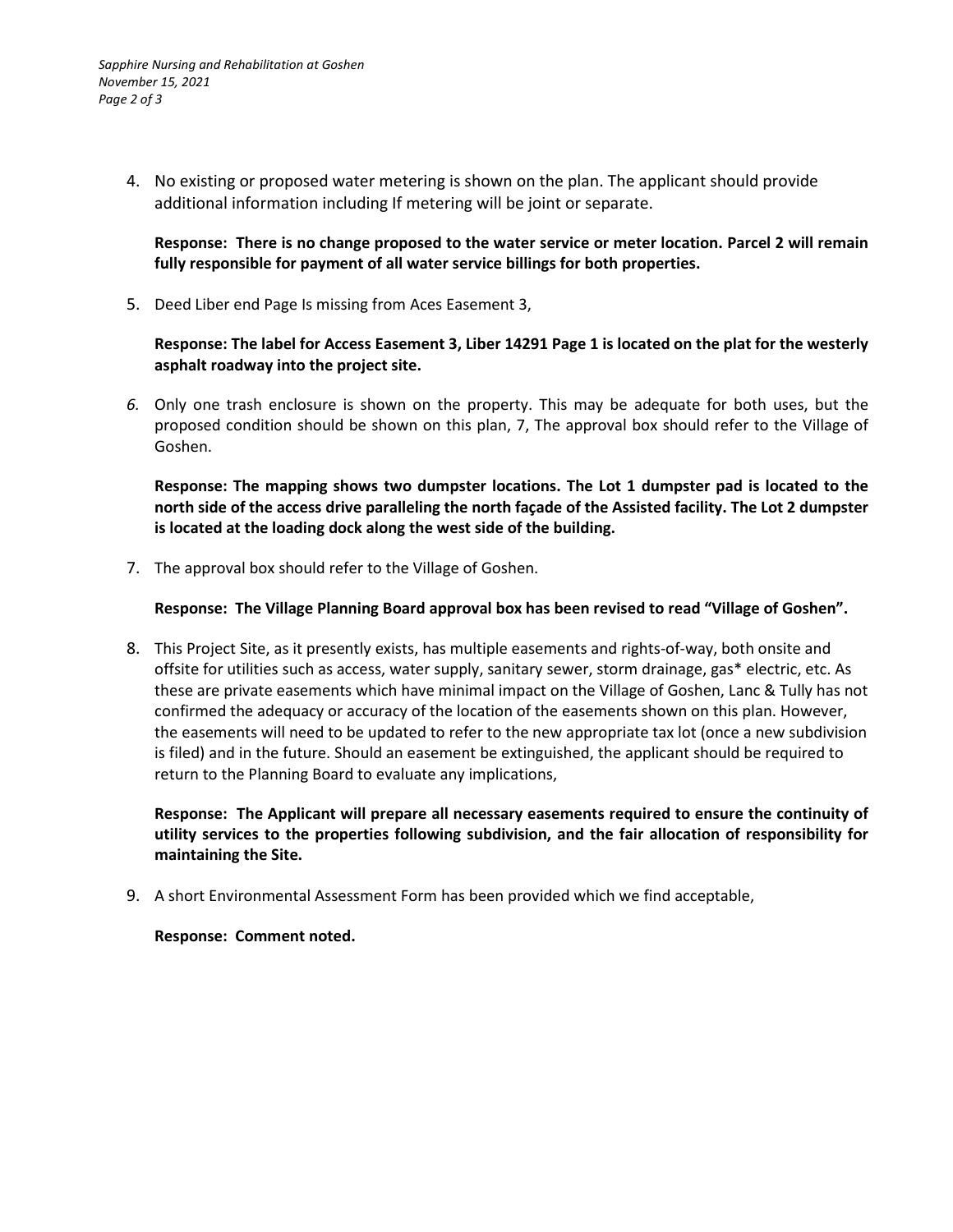4. No existing or proposed water metering is shown on the plan. The applicant should provide additional information including If metering will be joint or separate.

   **Response: There is no change proposed to the water service or meter location. Parcel 2 will remain fully responsible for payment of all water service billings for both properties.**

5. Deed Liber end Page Is missing from Aces Easement 3,

   **Response: The label for Access Easement 3, Liber 14291 Page 1 is located on the plat for the westerly asphalt roadway into the project site.**

6. Only one trash enclosure is shown on the property. This may be adequate for both uses, but the proposed condition should be shown on this plan, 7, The approval box should refer to the Village of Goshen.

   **Response: The mapping shows two dumpster locations. The Lot 1 dumpster pad is located to the north side of the access drive paralleling the north façade of the Assisted facility. The Lot 2 dumpster is located at the loading dock along the west side of the building.**

7. The approval box should refer to the Village of Goshen.

   **Response: The Village Planning Board approval box has been revised to read "Village of Goshen".**

8. This Project Site, as it presently exists, has multiple easements and rights-of-way, both onsite and offsite for utilities such as access, water supply, sanitary sewer, storm drainage, gas* electric, etc. As these are private easements which have minimal impact on the Village of Goshen, Lanc & Tully has not confirmed the adequacy or accuracy of the location of the easements shown on this plan. However, the easements will need to be updated to refer to the new appropriate tax lot (once a new subdivision is filed) and in the future. Should an easement be extinguished, the applicant should be required to return to the Planning Board to evaluate any implications,

   **Response: The Applicant will prepare all necessary easements required to ensure the continuity of utility services to the properties following subdivision, and the fair allocation of responsibility for maintaining the Site.**

9. A short Environmental Assessment Form has been provided which we find acceptable,

   **Response: Comment noted.**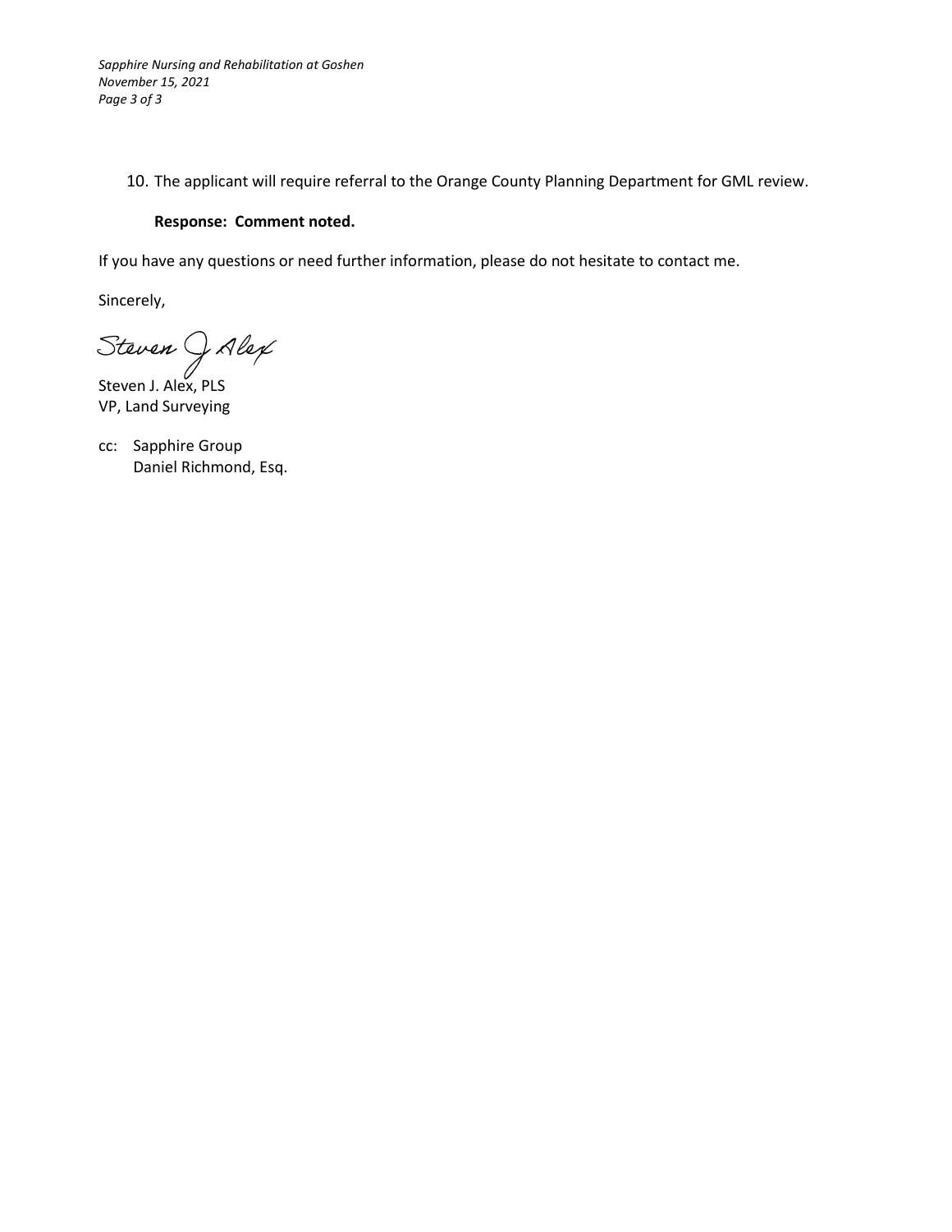10. The applicant will require referral to the Orange County Planning Department for GML review.

    **Response: Comment noted.**

If you have any questions or need further information, please do not hesitate to contact me.

Sincerely,

Steven J Alex

Steven J. Alex, PLS
VP, Land Surveying

cc: Sapphire Group
    Daniel Richmond, Esq.